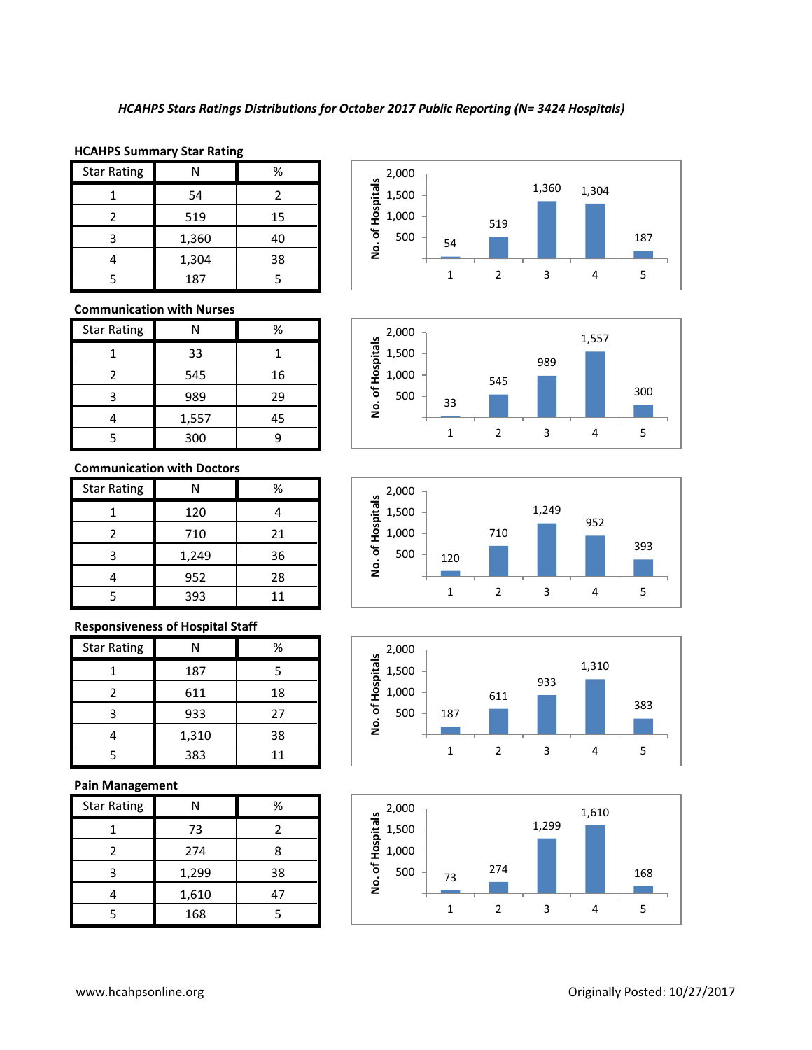*HCAHPS Stars Ratings Distributions for October 2017 Public Reporting (N= 3424 Hospitals)*

**HCAHPS Summary Star Rating**

| Star Rating | N | % |
|---|---|---|
| 1 | 54 | 2 |
| 2 | 519 | 15 |
| 3 | 1,360 | 40 |
| 4 | 1,304 | 38 |
| 5 | 187 | 5 |

**Communication with Nurses**

| Star Rating | N | % |
|---|---|---|
| 1 | 33 | 1 |
| 2 | 545 | 16 |
| 3 | 989 | 29 |
| 4 | 1,557 | 45 |
| 5 | 300 | 9 |

**Communication with Doctors**

| Star Rating | N | % |
|---|---|---|
| 1 | 120 | 4 |
| 2 | 710 | 21 |
| 3 | 1,249 | 36 |
| 4 | 952 | 28 |
| 5 | 393 | 11 |

**Responsiveness of Hospital Staff**

| Star Rating | N | % |
|---|---|---|
| 1 | 187 | 5 |
| 2 | 611 | 18 |
| 3 | 933 | 27 |
| 4 | 1,310 | 38 |
| 5 | 383 | 11 |

**Pain Management**

| Star Rating | N | % |
|---|---|---|
| 1 | 73 | 2 |
| 2 | 274 | 8 |
| 3 | 1,299 | 38 |
| 4 | 1,610 | 47 |
| 5 | 168 | 5 |

www.hcahpsonline.org

Originally Posted: 10/27/2017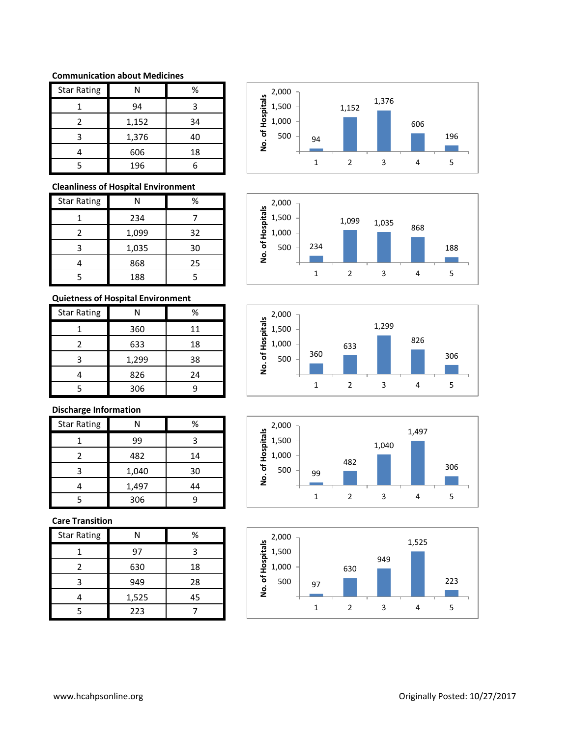**Communication about Medicines**

| Star Rating | N | % |
|---|---|---|
| 1 | 94 | 3 |
| 2 | 1,152 | 34 |
| 3 | 1,376 | 40 |
| 4 | 606 | 18 |
| 5 | 196 | 6 |

**Cleanliness of Hospital Environment**

| Star Rating | N | % |
|---|---|---|
| 1 | 234 | 7 |
| 2 | 1,099 | 32 |
| 3 | 1,035 | 30 |
| 4 | 868 | 25 |
| 5 | 188 | 5 |

**Quietness of Hospital Environment**

| Star Rating | N | % |
|---|---|---|
| 1 | 360 | 11 |
| 2 | 633 | 18 |
| 3 | 1,299 | 38 |
| 4 | 826 | 24 |
| 5 | 306 | 9 |

**Discharge Information**

| Star Rating | N | % |
|---|---|---|
| 1 | 99 | 3 |
| 2 | 482 | 14 |
| 3 | 1,040 | 30 |
| 4 | 1,497 | 44 |
| 5 | 306 | 9 |

**Care Transition**

| Star Rating | N | % |
|---|---|---|
| 1 | 97 | 3 |
| 2 | 630 | 18 |
| 3 | 949 | 28 |
| 4 | 1,525 | 45 |
| 5 | 223 | 7 |

www.hcahpsonline.org

Originally Posted: 10/27/2017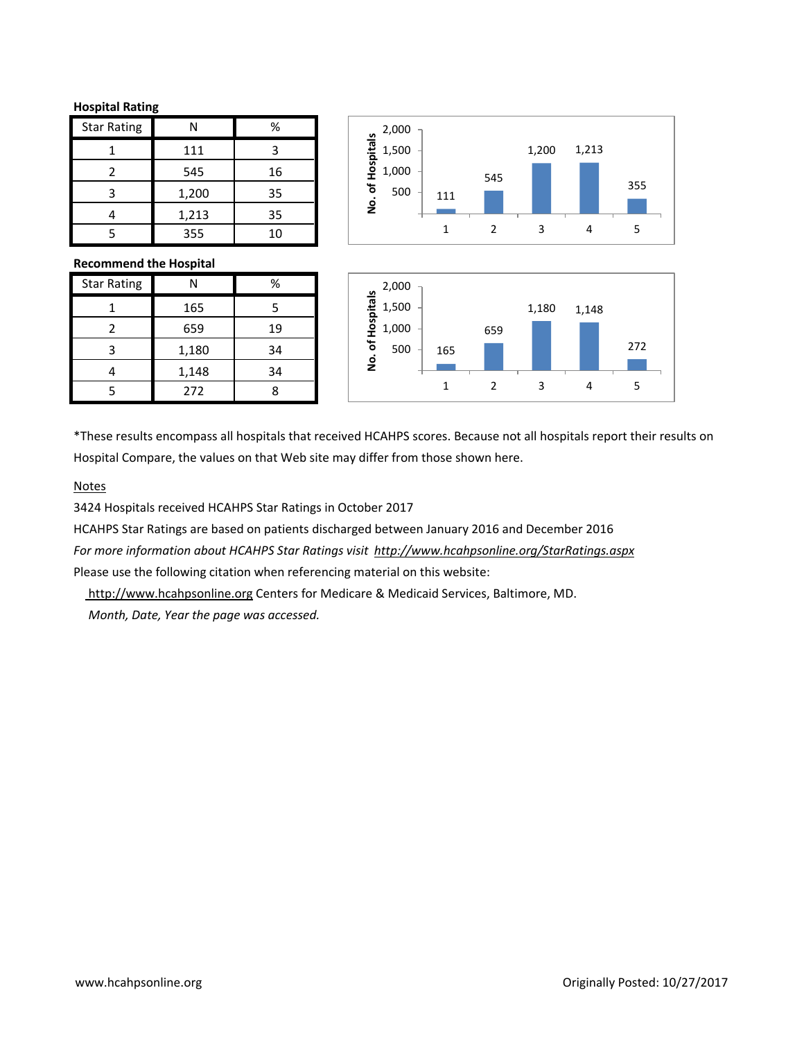**Hospital Rating**

| Star Rating | N | % |
|---|---|---|
| 1 | 111 | 3 |
| 2 | 545 | 16 |
| 3 | 1,200 | 35 |
| 4 | 1,213 | 35 |
| 5 | 355 | 10 |

No. of Hospitals
2,000
1,500
1,000
500
111
545
1,200
1,213
355
1 2 3 4 5

**Recommend the Hospital**

| Star Rating | N | % |
|---|---|---|
| 1 | 165 | 5 |
| 2 | 659 | 19 |
| 3 | 1,180 | 34 |
| 4 | 1,148 | 34 |
| 5 | 272 | 8 |

No. of Hospitals
2,000
1,500
1,000
500
165
659
1,180
1,148
272
1 2 3 4 5

*These results encompass all hospitals that received HCAHPS scores. Because not all hospitals report their results on Hospital Compare, the values on that Web site may differ from those shown here.

Notes

3424 Hospitals received HCAHPS Star Ratings in October 2017

HCAHPS Star Ratings are based on patients discharged between January 2016 and December 2016

*For more information about HCAHPS Star Ratings visit http://www.hcahpsonline.org/StarRatings.aspx*

Please use the following citation when referencing material on this website:

http://www.hcahpsonline.org Centers for Medicare & Medicaid Services, Baltimore, MD.

*Month, Date, Year the page was accessed.*

www.hcahpsonline.org

Originally Posted: 10/27/2017